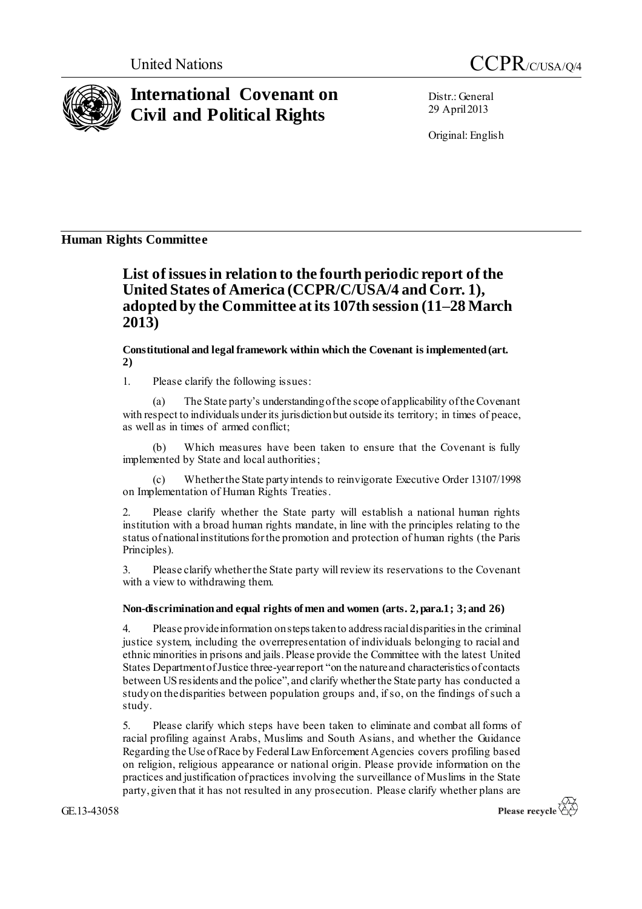United Nations

CCPR/C/USA/Q/4

# International Covenant on Civil and Political Rights

Distr.: General
29 April 2013

Original: English

## Human Rights Committee

## List of issues in relation to the fourth periodic report of the United States of America (CCPR/C/USA/4 and Corr. 1), adopted by the Committee at its 107th session (11–28 March 2013)

### Constitutional and legal framework within which the Covenant is implemented (art. 2)

1. Please clarify the following issues:

   (a) The State party's understanding of the scope of applicability of the Covenant with respect to individuals under its jurisdiction but outside its territory; in times of peace, as well as in times of armed conflict;

   (b) Which measures have been taken to ensure that the Covenant is fully implemented by State and local authorities;

   (c) Whether the State party intends to reinvigorate Executive Order 13107/1998 on Implementation of Human Rights Treaties.

2. Please clarify whether the State party will establish a national human rights institution with a broad human rights mandate, in line with the principles relating to the status of national institutions for the promotion and protection of human rights (the Paris Principles).

3. Please clarify whether the State party will review its reservations to the Covenant with a view to withdrawing them.

### Non-discrimination and equal rights of men and women (arts. 2, para.1; 3; and 26)

4. Please provide information on steps taken to address racial disparities in the criminal justice system, including the overrepresentation of individuals belonging to racial and ethnic minorities in prisons and jails. Please provide the Committee with the latest United States Department of Justice three-year report "on the nature and characteristics of contacts between US residents and the police", and clarify whether the State party has conducted a study on the disparities between population groups and, if so, on the findings of such a study.

5. Please clarify which steps have been taken to eliminate and combat all forms of racial profiling against Arabs, Muslims and South Asians, and whether the Guidance Regarding the Use of Race by Federal Law Enforcement Agencies covers profiling based on religion, religious appearance or national origin. Please provide information on the practices and justification of practices involving the surveillance of Muslims in the State party, given that it has not resulted in any prosecution. Please clarify whether plans are

GE.13-43058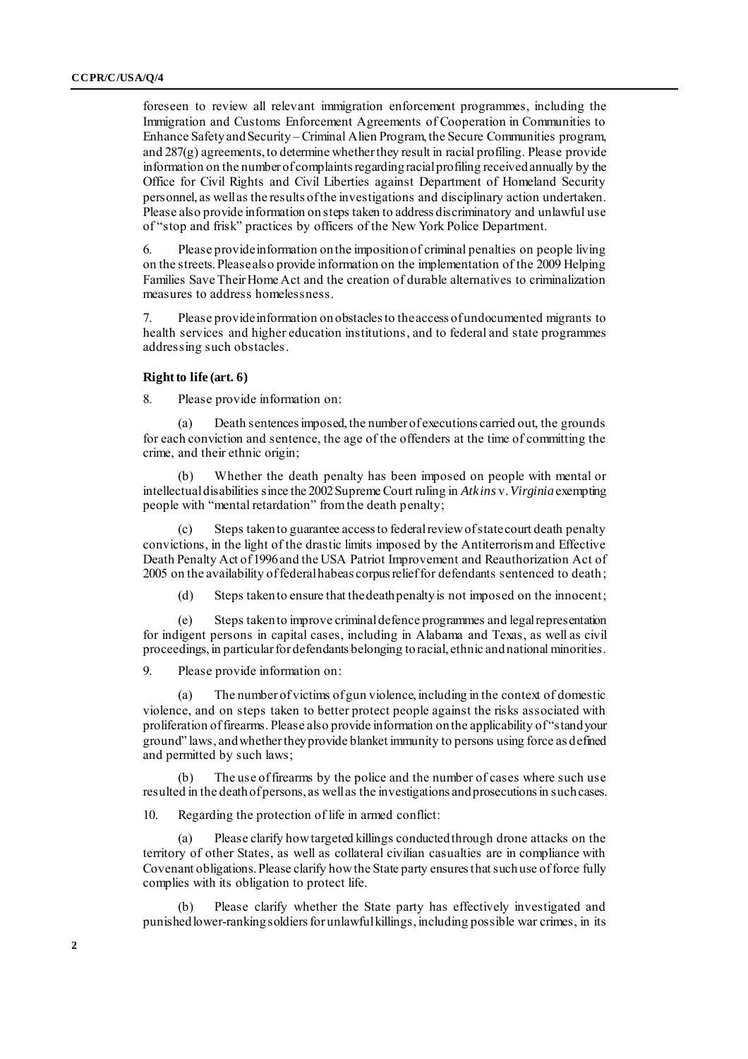foreseen to review all relevant immigration enforcement programmes, including the Immigration and Customs Enforcement Agreements of Cooperation in Communities to Enhance Safety and Security – Criminal Alien Program, the Secure Communities program, and 287(g) agreements, to determine whether they result in racial profiling. Please provide information on the number of complaints regarding racial profiling received annually by the Office for Civil Rights and Civil Liberties against Department of Homeland Security personnel, as well as the results of the investigations and disciplinary action undertaken. Please also provide information on steps taken to address discriminatory and unlawful use of "stop and frisk" practices by officers of the New York Police Department.

6. Please provide information on the imposition of criminal penalties on people living on the streets. Please also provide information on the implementation of the 2009 Helping Families Save Their Home Act and the creation of durable alternatives to criminalization measures to address homelessness.

7. Please provide information on obstacles to the access of undocumented migrants to health services and higher education institutions, and to federal and state programmes addressing such obstacles.

**Right to life (art. 6)**

8. Please provide information on:

(a) Death sentences imposed, the number of executions carried out, the grounds for each conviction and sentence, the age of the offenders at the time of committing the crime, and their ethnic origin;

(b) Whether the death penalty has been imposed on people with mental or intellectual disabilities since the 2002 Supreme Court ruling in *Atkins* v. *Virginia* exempting people with "mental retardation" from the death penalty;

(c) Steps taken to guarantee access to federal review of state court death penalty convictions, in the light of the drastic limits imposed by the Antiterrorism and Effective Death Penalty Act of 1996 and the USA Patriot Improvement and Reauthorization Act of 2005 on the availability of federal habeas corpus relief for defendants sentenced to death;

(d) Steps taken to ensure that the death penalty is not imposed on the innocent;

(e) Steps taken to improve criminal defence programmes and legal representation for indigent persons in capital cases, including in Alabama and Texas, as well as civil proceedings, in particular for defendants belonging to racial, ethnic and national minorities.

9. Please provide information on:

(a) The number of victims of gun violence, including in the context of domestic violence, and on steps taken to better protect people against the risks associated with proliferation of firearms. Please also provide information on the applicability of "stand your ground" laws, and whether they provide blanket immunity to persons using force as defined and permitted by such laws;

(b) The use of firearms by the police and the number of cases where such use resulted in the death of persons, as well as the investigations and prosecutions in such cases.

10. Regarding the protection of life in armed conflict:

(a) Please clarify how targeted killings conducted through drone attacks on the territory of other States, as well as collateral civilian casualties are in compliance with Covenant obligations. Please clarify how the State party ensures that such use of force fully complies with its obligation to protect life.

(b) Please clarify whether the State party has effectively investigated and punished lower-ranking soldiers for unlawful killings, including possible war crimes, in its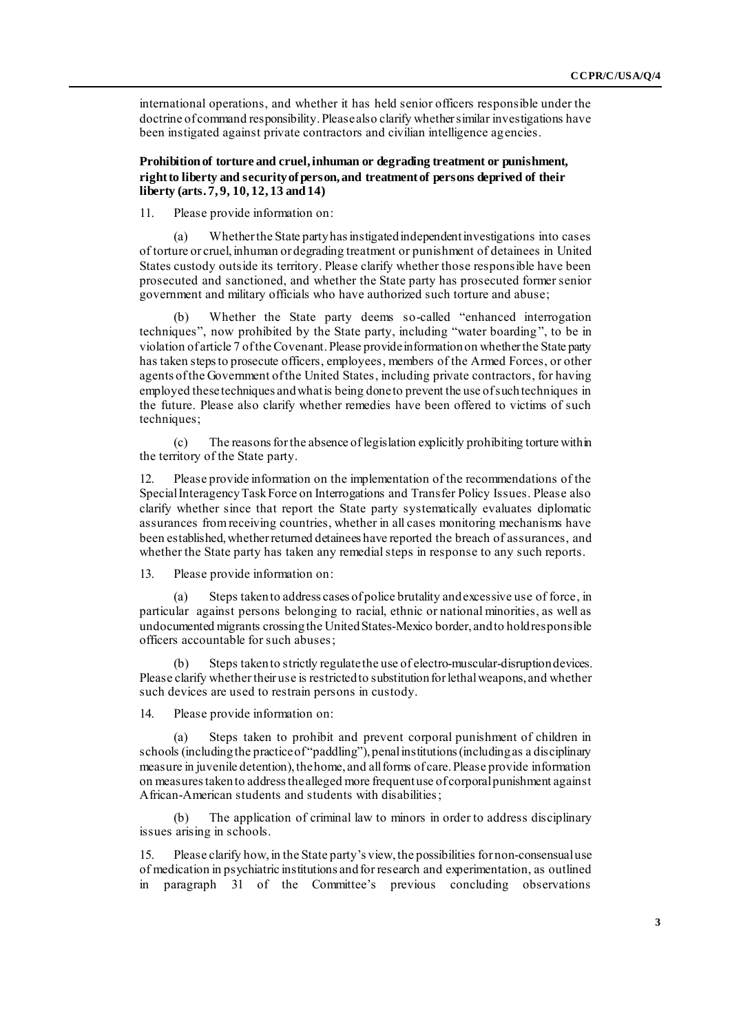international operations, and whether it has held senior officers responsible under the doctrine of command responsibility. Please also clarify whether similar investigations have been instigated against private contractors and civilian intelligence agencies.

### Prohibition of torture and cruel, inhuman or degrading treatment or punishment, right to liberty and security of person, and treatment of persons deprived of their liberty (arts. 7, 9, 10, 12, 13 and 14)

11. Please provide information on:

(a) Whether the State party has instigated independent investigations into cases of torture or cruel, inhuman or degrading treatment or punishment of detainees in United States custody outside its territory. Please clarify whether those responsible have been prosecuted and sanctioned, and whether the State party has prosecuted former senior government and military officials who have authorized such torture and abuse;

(b) Whether the State party deems so-called "enhanced interrogation techniques", now prohibited by the State party, including "water boarding", to be in violation of article 7 of the Covenant. Please provide information on whether the State party has taken steps to prosecute officers, employees, members of the Armed Forces, or other agents of the Government of the United States, including private contractors, for having employed these techniques and what is being done to prevent the use of such techniques in the future. Please also clarify whether remedies have been offered to victims of such techniques;

(c) The reasons for the absence of legislation explicitly prohibiting torture within the territory of the State party.

12. Please provide information on the implementation of the recommendations of the Special Interagency Task Force on Interrogations and Transfer Policy Issues. Please also clarify whether since that report the State party systematically evaluates diplomatic assurances from receiving countries, whether in all cases monitoring mechanisms have been established, whether returned detainees have reported the breach of assurances, and whether the State party has taken any remedial steps in response to any such reports.

13. Please provide information on:

(a) Steps taken to address cases of police brutality and excessive use of force, in particular against persons belonging to racial, ethnic or national minorities, as well as undocumented migrants crossing the United States-Mexico border, and to hold responsible officers accountable for such abuses;

(b) Steps taken to strictly regulate the use of electro-muscular-disruption devices. Please clarify whether their use is restricted to substitution for lethal weapons, and whether such devices are used to restrain persons in custody.

14. Please provide information on:

(a) Steps taken to prohibit and prevent corporal punishment of children in schools (including the practice of "paddling"), penal institutions (including as a disciplinary measure in juvenile detention), the home, and all forms of care. Please provide information on measures taken to address the alleged more frequent use of corporal punishment against African-American students and students with disabilities;

(b) The application of criminal law to minors in order to address disciplinary issues arising in schools.

15. Please clarify how, in the State party's view, the possibilities for non-consensual use of medication in psychiatric institutions and for research and experimentation, as outlined in paragraph 31 of the Committee's previous concluding observations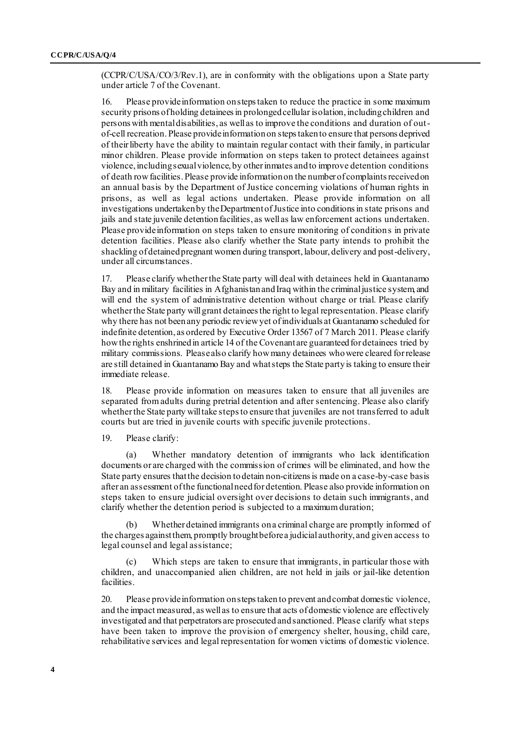(CCPR/C/USA/CO/3/Rev.1), are in conformity with the obligations upon a State party under article 7 of the Covenant.

16. Please provide information on steps taken to reduce the practice in some maximum security prisons of holding detainees in prolonged cellular isolation, including children and persons with mental disabilities, as well as to improve the conditions and duration of out-of-cell recreation. Please provide information on steps taken to ensure that persons deprived of their liberty have the ability to maintain regular contact with their family, in particular minor children. Please provide information on steps taken to protect detainees against violence, including sexual violence, by other inmates and to improve detention conditions of death row facilities. Please provide information on the number of complaints received on an annual basis by the Department of Justice concerning violations of human rights in prisons, as well as legal actions undertaken. Please provide information on all investigations undertaken by the Department of Justice into conditions in state prisons and jails and state juvenile detention facilities, as well as law enforcement actions undertaken. Please provide information on steps taken to ensure monitoring of conditions in private detention facilities. Please also clarify whether the State party intends to prohibit the shackling of detained pregnant women during transport, labour, delivery and post-delivery, under all circumstances.

17. Please clarify whether the State party will deal with detainees held in Guantanamo Bay and in military facilities in Afghanistan and Iraq within the criminal justice system, and will end the system of administrative detention without charge or trial. Please clarify whether the State party will grant detainees the right to legal representation. Please clarify why there has not been any periodic review yet of individuals at Guantanamo scheduled for indefinite detention, as ordered by Executive Order 13567 of 7 March 2011. Please clarify how the rights enshrined in article 14 of the Covenant are guaranteed for detainees tried by military commissions. Please also clarify how many detainees who were cleared for release are still detained in Guantanamo Bay and what steps the State party is taking to ensure their immediate release.

18. Please provide information on measures taken to ensure that all juveniles are separated from adults during pretrial detention and after sentencing. Please also clarify whether the State party will take steps to ensure that juveniles are not transferred to adult courts but are tried in juvenile courts with specific juvenile protections.

19. Please clarify:

(a) Whether mandatory detention of immigrants who lack identification documents or are charged with the commission of crimes will be eliminated, and how the State party ensures that the decision to detain non-citizens is made on a case-by-case basis after an assessment of the functional need for detention. Please also provide information on steps taken to ensure judicial oversight over decisions to detain such immigrants, and clarify whether the detention period is subjected to a maximum duration;

(b) Whether detained immigrants on a criminal charge are promptly informed of the charges against them, promptly brought before a judicial authority, and given access to legal counsel and legal assistance;

(c) Which steps are taken to ensure that immigrants, in particular those with children, and unaccompanied alien children, are not held in jails or jail-like detention facilities.

20. Please provide information on steps taken to prevent and combat domestic violence, and the impact measured, as well as to ensure that acts of domestic violence are effectively investigated and that perpetrators are prosecuted and sanctioned. Please clarify what steps have been taken to improve the provision of emergency shelter, housing, child care, rehabilitative services and legal representation for women victims of domestic violence.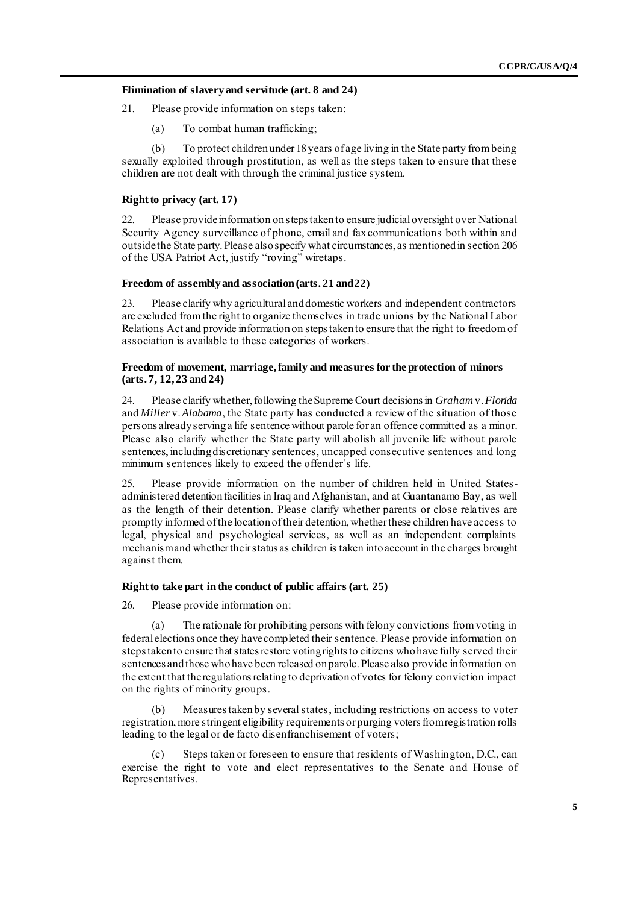### Elimination of slavery and servitude (art. 8 and 24)

21. Please provide information on steps taken:

(a) To combat human trafficking;

(b) To protect children under 18 years of age living in the State party from being sexually exploited through prostitution, as well as the steps taken to ensure that these children are not dealt with through the criminal justice system.

### Right to privacy (art. 17)

22. Please provide information on steps taken to ensure judicial oversight over National Security Agency surveillance of phone, email and fax communications both within and outside the State party. Please also specify what circumstances, as mentioned in section 206 of the USA Patriot Act, justify "roving" wiretaps.

### Freedom of assembly and association (arts. 21 and 22)

23. Please clarify why agricultural and domestic workers and independent contractors are excluded from the right to organize themselves in trade unions by the National Labor Relations Act and provide information on steps taken to ensure that the right to freedom of association is available to these categories of workers.

### Freedom of movement, marriage, family and measures for the protection of minors (arts. 7, 12, 23 and 24)

24. Please clarify whether, following the Supreme Court decisions in *Graham* v. *Florida* and *Miller* v. *Alabama*, the State party has conducted a review of the situation of those persons already serving a life sentence without parole for an offence committed as a minor. Please also clarify whether the State party will abolish all juvenile life without parole sentences, including discretionary sentences, uncapped consecutive sentences and long minimum sentences likely to exceed the offender's life.

25. Please provide information on the number of children held in United States-administered detention facilities in Iraq and Afghanistan, and at Guantanamo Bay, as well as the length of their detention. Please clarify whether parents or close relatives are promptly informed of the location of their detention, whether these children have access to legal, physical and psychological services, as well as an independent complaints mechanism and whether their status as children is taken into account in the charges brought against them.

### Right to take part in the conduct of public affairs (art. 25)

26. Please provide information on:

(a) The rationale for prohibiting persons with felony convictions from voting in federal elections once they have completed their sentence. Please provide information on steps taken to ensure that states restore voting rights to citizens who have fully served their sentences and those who have been released on parole. Please also provide information on the extent that the regulations relating to deprivation of votes for felony conviction impact on the rights of minority groups.

(b) Measures taken by several states, including restrictions on access to voter registration, more stringent eligibility requirements or purging voters from registration rolls leading to the legal or de facto disenfranchisement of voters;

(c) Steps taken or foreseen to ensure that residents of Washington, D.C., can exercise the right to vote and elect representatives to the Senate and House of Representatives.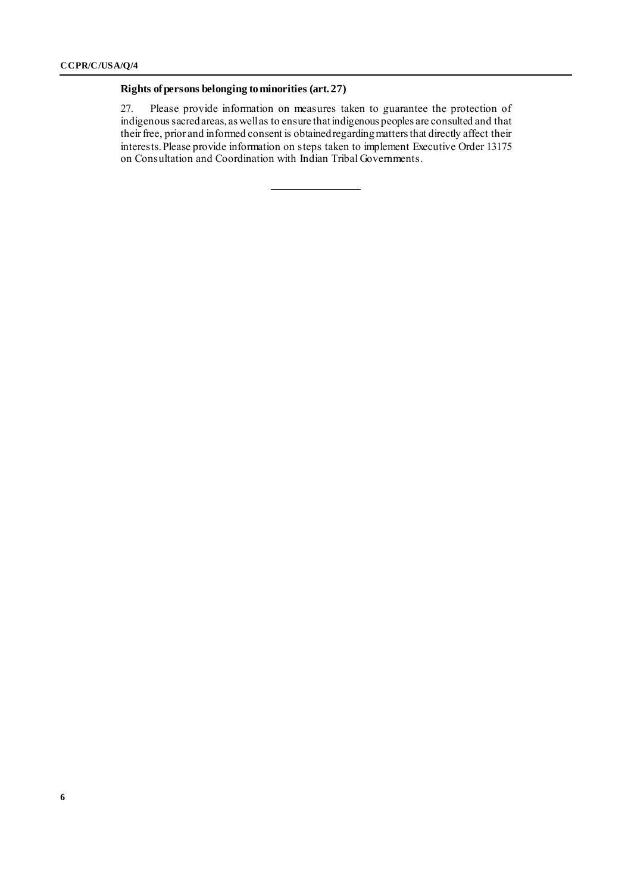### Rights of persons belonging to minorities (art. 27)

27. Please provide information on measures taken to guarantee the protection of indigenous sacred areas, as well as to ensure that indigenous peoples are consulted and that their free, prior and informed consent is obtained regarding matters that directly affect their interests. Please provide information on steps taken to implement Executive Order 13175 on Consultation and Coordination with Indian Tribal Governments.